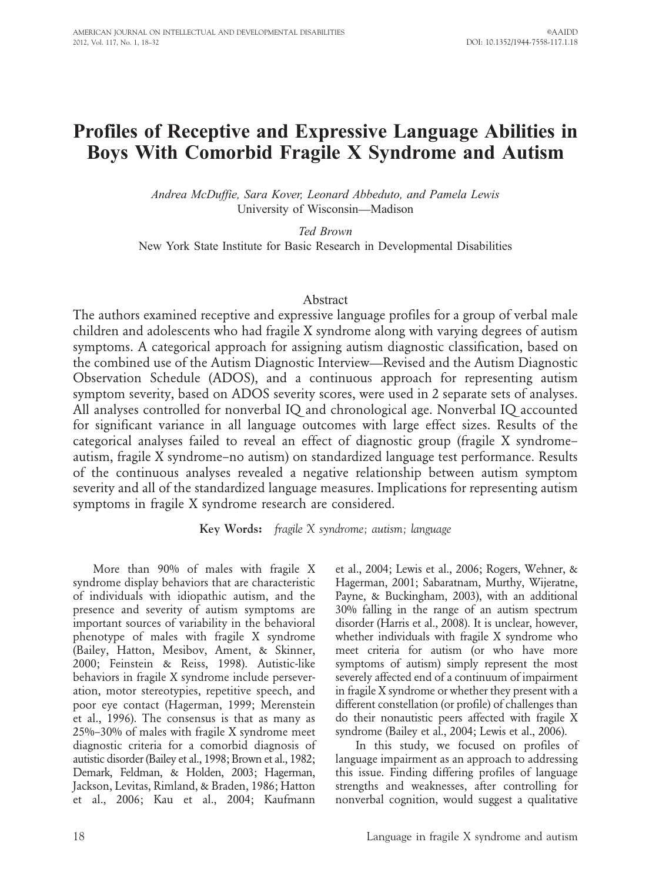# Profiles of Receptive and Expressive Language Abilities in Boys With Comorbid Fragile X Syndrome and Autism

*Andrea McDuffie, Sara Kover, Leonard Abbeduto, and Pamela Lewis*
University of Wisconsin—Madison

*Ted Brown*
New York State Institute for Basic Research in Developmental Disabilities

## Abstract

The authors examined receptive and expressive language profiles for a group of verbal male children and adolescents who had fragile X syndrome along with varying degrees of autism symptoms. A categorical approach for assigning autism diagnostic classification, based on the combined use of the Autism Diagnostic Interview—Revised and the Autism Diagnostic Observation Schedule (ADOS), and a continuous approach for representing autism symptom severity, based on ADOS severity scores, were used in 2 separate sets of analyses. All analyses controlled for nonverbal IQ and chronological age. Nonverbal IQ accounted for significant variance in all language outcomes with large effect sizes. Results of the categorical analyses failed to reveal an effect of diagnostic group (fragile X syndrome–autism, fragile X syndrome–no autism) on standardized language test performance. Results of the continuous analyses revealed a negative relationship between autism symptom severity and all of the standardized language measures. Implications for representing autism symptoms in fragile X syndrome research are considered.

**Key Words:** *fragile X syndrome; autism; language*

More than 90% of males with fragile X syndrome display behaviors that are characteristic of individuals with idiopathic autism, and the presence and severity of autism symptoms are important sources of variability in the behavioral phenotype of males with fragile X syndrome (Bailey, Hatton, Mesibov, Ament, & Skinner, 2000; Feinstein & Reiss, 1998). Autistic-like behaviors in fragile X syndrome include perseveration, motor stereotypies, repetitive speech, and poor eye contact (Hagerman, 1999; Merenstein et al., 1996). The consensus is that as many as 25%–30% of males with fragile X syndrome meet diagnostic criteria for a comorbid diagnosis of autistic disorder (Bailey et al., 1998; Brown et al., 1982; Demark, Feldman, & Holden, 2003; Hagerman, Jackson, Levitas, Rimland, & Braden, 1986; Hatton et al., 2006; Kau et al., 2004; Kaufmann et al., 2004; Lewis et al., 2006; Rogers, Wehner, & Hagerman, 2001; Sabaratnam, Murthy, Wijeratne, Payne, & Buckingham, 2003), with an additional 30% falling in the range of an autism spectrum disorder (Harris et al., 2008). It is unclear, however, whether individuals with fragile X syndrome who meet criteria for autism (or who have more symptoms of autism) simply represent the most severely affected end of a continuum of impairment in fragile X syndrome or whether they present with a different constellation (or profile) of challenges than do their nonautistic peers affected with fragile X syndrome (Bailey et al., 2004; Lewis et al., 2006).

In this study, we focused on profiles of language impairment as an approach to addressing this issue. Finding differing profiles of language strengths and weaknesses, after controlling for nonverbal cognition, would suggest a qualitative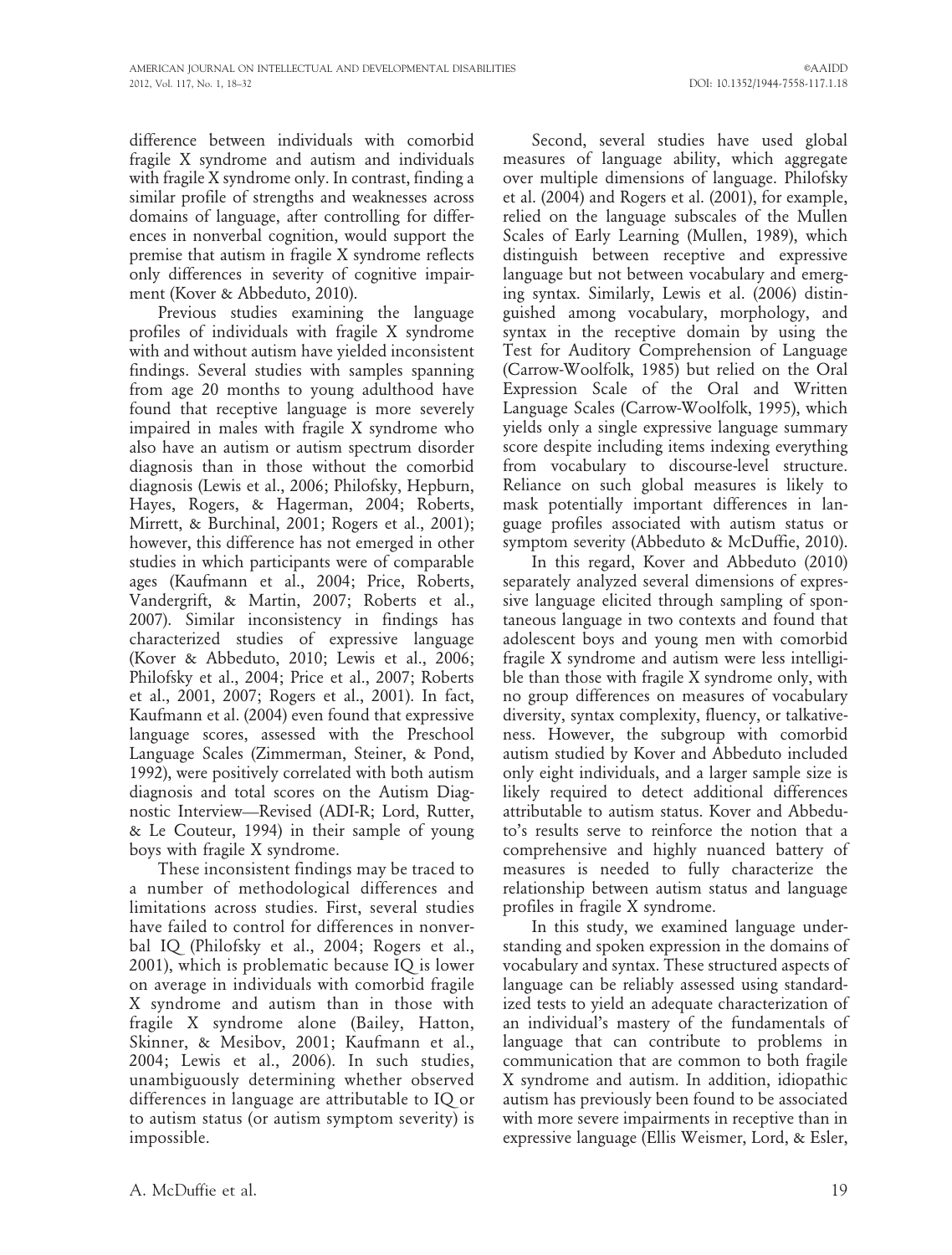difference between individuals with comorbid fragile X syndrome and autism and individuals with fragile X syndrome only. In contrast, finding a similar profile of strengths and weaknesses across domains of language, after controlling for differences in nonverbal cognition, would support the premise that autism in fragile X syndrome reflects only differences in severity of cognitive impairment (Kover & Abbeduto, 2010).

Previous studies examining the language profiles of individuals with fragile X syndrome with and without autism have yielded inconsistent findings. Several studies with samples spanning from age 20 months to young adulthood have found that receptive language is more severely impaired in males with fragile X syndrome who also have an autism or autism spectrum disorder diagnosis than in those without the comorbid diagnosis (Lewis et al., 2006; Philofsky, Hepburn, Hayes, Rogers, & Hagerman, 2004; Roberts, Mirrett, & Burchinal, 2001; Rogers et al., 2001); however, this difference has not emerged in other studies in which participants were of comparable ages (Kaufmann et al., 2004; Price, Roberts, Vandergrift, & Martin, 2007; Roberts et al., 2007). Similar inconsistency in findings has characterized studies of expressive language (Kover & Abbeduto, 2010; Lewis et al., 2006; Philofsky et al., 2004; Price et al., 2007; Roberts et al., 2001, 2007; Rogers et al., 2001). In fact, Kaufmann et al. (2004) even found that expressive language scores, assessed with the Preschool Language Scales (Zimmerman, Steiner, & Pond, 1992), were positively correlated with both autism diagnosis and total scores on the Autism Diagnostic Interview—Revised (ADI-R; Lord, Rutter, & Le Couteur, 1994) in their sample of young boys with fragile X syndrome.

These inconsistent findings may be traced to a number of methodological differences and limitations across studies. First, several studies have failed to control for differences in nonverbal IQ (Philofsky et al., 2004; Rogers et al., 2001), which is problematic because IQ is lower on average in individuals with comorbid fragile X syndrome and autism than in those with fragile X syndrome alone (Bailey, Hatton, Skinner, & Mesibov, 2001; Kaufmann et al., 2004; Lewis et al., 2006). In such studies, unambiguously determining whether observed differences in language are attributable to IQ or to autism status (or autism symptom severity) is impossible.

Second, several studies have used global measures of language ability, which aggregate over multiple dimensions of language. Philofsky et al. (2004) and Rogers et al. (2001), for example, relied on the language subscales of the Mullen Scales of Early Learning (Mullen, 1989), which distinguish between receptive and expressive language but not between vocabulary and emerging syntax. Similarly, Lewis et al. (2006) distinguished among vocabulary, morphology, and syntax in the receptive domain by using the Test for Auditory Comprehension of Language (Carrow-Woolfolk, 1985) but relied on the Oral Expression Scale of the Oral and Written Language Scales (Carrow-Woolfolk, 1995), which yields only a single expressive language summary score despite including items indexing everything from vocabulary to discourse-level structure. Reliance on such global measures is likely to mask potentially important differences in language profiles associated with autism status or symptom severity (Abbeduto & McDuffie, 2010).

In this regard, Kover and Abbeduto (2010) separately analyzed several dimensions of expressive language elicited through sampling of spontaneous language in two contexts and found that adolescent boys and young men with comorbid fragile X syndrome and autism were less intelligible than those with fragile X syndrome only, with no group differences on measures of vocabulary diversity, syntax complexity, fluency, or talkativeness. However, the subgroup with comorbid autism studied by Kover and Abbeduto included only eight individuals, and a larger sample size is likely required to detect additional differences attributable to autism status. Kover and Abbeduto's results serve to reinforce the notion that a comprehensive and highly nuanced battery of measures is needed to fully characterize the relationship between autism status and language profiles in fragile X syndrome.

In this study, we examined language understanding and spoken expression in the domains of vocabulary and syntax. These structured aspects of language can be reliably assessed using standardized tests to yield an adequate characterization of an individual's mastery of the fundamentals of language that can contribute to problems in communication that are common to both fragile X syndrome and autism. In addition, idiopathic autism has previously been found to be associated with more severe impairments in receptive than in expressive language (Ellis Weismer, Lord, & Esler,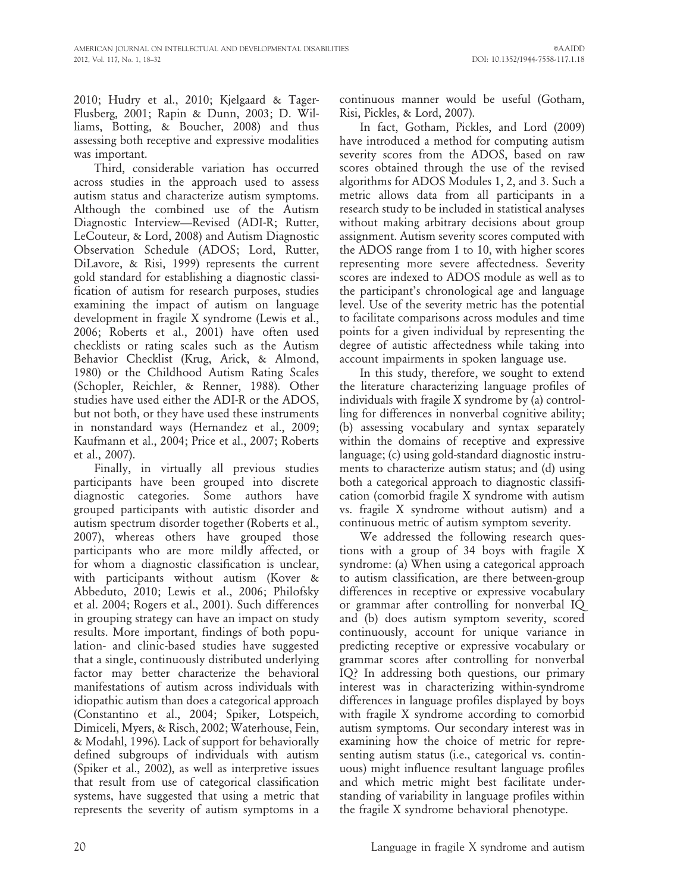2010; Hudry et al., 2010; Kjelgaard & Tager-Flusberg, 2001; Rapin & Dunn, 2003; D. Williams, Botting, & Boucher, 2008) and thus assessing both receptive and expressive modalities was important.

Third, considerable variation has occurred across studies in the approach used to assess autism status and characterize autism symptoms. Although the combined use of the Autism Diagnostic Interview—Revised (ADI-R; Rutter, LeCouteur, & Lord, 2008) and Autism Diagnostic Observation Schedule (ADOS; Lord, Rutter, DiLavore, & Risi, 1999) represents the current gold standard for establishing a diagnostic classification of autism for research purposes, studies examining the impact of autism on language development in fragile X syndrome (Lewis et al., 2006; Roberts et al., 2001) have often used checklists or rating scales such as the Autism Behavior Checklist (Krug, Arick, & Almond, 1980) or the Childhood Autism Rating Scales (Schopler, Reichler, & Renner, 1988). Other studies have used either the ADI-R or the ADOS, but not both, or they have used these instruments in nonstandard ways (Hernandez et al., 2009; Kaufmann et al., 2004; Price et al., 2007; Roberts et al., 2007).

Finally, in virtually all previous studies participants have been grouped into discrete diagnostic categories. Some authors have grouped participants with autistic disorder and autism spectrum disorder together (Roberts et al., 2007), whereas others have grouped those participants who are more mildly affected, or for whom a diagnostic classification is unclear, with participants without autism (Kover & Abbeduto, 2010; Lewis et al., 2006; Philofsky et al. 2004; Rogers et al., 2001). Such differences in grouping strategy can have an impact on study results. More important, findings of both population- and clinic-based studies have suggested that a single, continuously distributed underlying factor may better characterize the behavioral manifestations of autism across individuals with idiopathic autism than does a categorical approach (Constantino et al., 2004; Spiker, Lotspeich, Dimiceli, Myers, & Risch, 2002; Waterhouse, Fein, & Modahl, 1996). Lack of support for behaviorally defined subgroups of individuals with autism (Spiker et al., 2002), as well as interpretive issues that result from use of categorical classification systems, have suggested that using a metric that represents the severity of autism symptoms in a continuous manner would be useful (Gotham, Risi, Pickles, & Lord, 2007).

In fact, Gotham, Pickles, and Lord (2009) have introduced a method for computing autism severity scores from the ADOS, based on raw scores obtained through the use of the revised algorithms for ADOS Modules 1, 2, and 3. Such a metric allows data from all participants in a research study to be included in statistical analyses without making arbitrary decisions about group assignment. Autism severity scores computed with the ADOS range from 1 to 10, with higher scores representing more severe affectedness. Severity scores are indexed to ADOS module as well as to the participant's chronological age and language level. Use of the severity metric has the potential to facilitate comparisons across modules and time points for a given individual by representing the degree of autistic affectedness while taking into account impairments in spoken language use.

In this study, therefore, we sought to extend the literature characterizing language profiles of individuals with fragile X syndrome by (a) controlling for differences in nonverbal cognitive ability; (b) assessing vocabulary and syntax separately within the domains of receptive and expressive language; (c) using gold-standard diagnostic instruments to characterize autism status; and (d) using both a categorical approach to diagnostic classification (comorbid fragile X syndrome with autism vs. fragile X syndrome without autism) and a continuous metric of autism symptom severity.

We addressed the following research questions with a group of 34 boys with fragile X syndrome: (a) When using a categorical approach to autism classification, are there between-group differences in receptive or expressive vocabulary or grammar after controlling for nonverbal IQ and (b) does autism symptom severity, scored continuously, account for unique variance in predicting receptive or expressive vocabulary or grammar scores after controlling for nonverbal IQ? In addressing both questions, our primary interest was in characterizing within-syndrome differences in language profiles displayed by boys with fragile X syndrome according to comorbid autism symptoms. Our secondary interest was in examining how the choice of metric for representing autism status (i.e., categorical vs. continuous) might influence resultant language profiles and which metric might best facilitate understanding of variability in language profiles within the fragile X syndrome behavioral phenotype.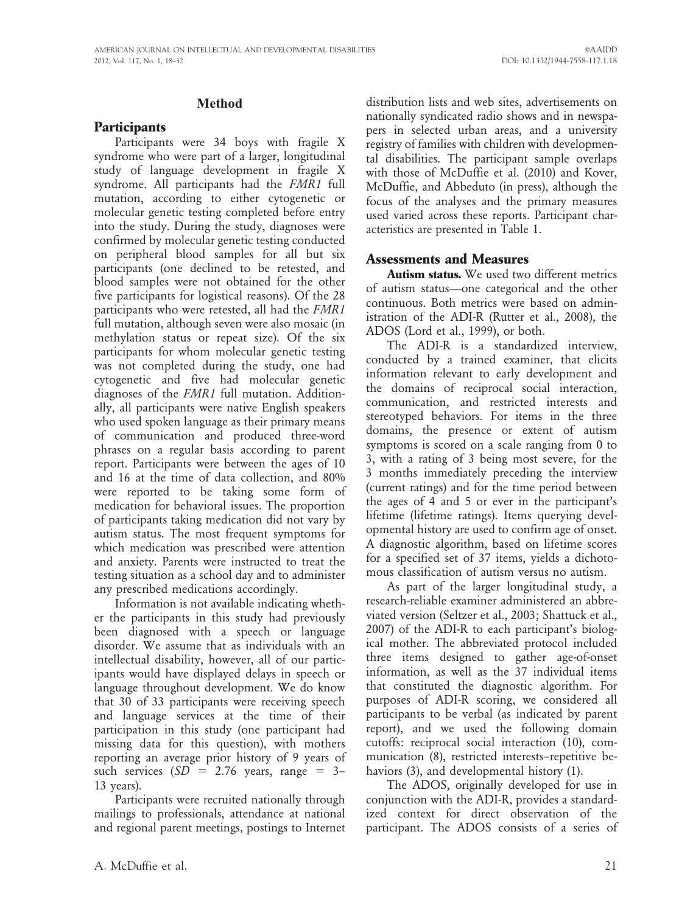## Method

### Participants

Participants were 34 boys with fragile X syndrome who were part of a larger, longitudinal study of language development in fragile X syndrome. All participants had the *FMR1* full mutation, according to either cytogenetic or molecular genetic testing completed before entry into the study. During the study, diagnoses were confirmed by molecular genetic testing conducted on peripheral blood samples for all but six participants (one declined to be retested, and blood samples were not obtained for the other five participants for logistical reasons). Of the 28 participants who were retested, all had the *FMR1* full mutation, although seven were also mosaic (in methylation status or repeat size). Of the six participants for whom molecular genetic testing was not completed during the study, one had cytogenetic and five had molecular genetic diagnoses of the *FMR1* full mutation. Additionally, all participants were native English speakers who used spoken language as their primary means of communication and produced three-word phrases on a regular basis according to parent report. Participants were between the ages of 10 and 16 at the time of data collection, and 80% were reported to be taking some form of medication for behavioral issues. The proportion of participants taking medication did not vary by autism status. The most frequent symptoms for which medication was prescribed were attention and anxiety. Parents were instructed to treat the testing situation as a school day and to administer any prescribed medications accordingly.

Information is not available indicating whether the participants in this study had previously been diagnosed with a speech or language disorder. We assume that as individuals with an intellectual disability, however, all of our participants would have displayed delays in speech or language throughout development. We do know that 30 of 33 participants were receiving speech and language services at the time of their participation in this study (one participant had missing data for this question), with mothers reporting an average prior history of 9 years of such services ($SD$ = 2.76 years, range = 3–13 years).

Participants were recruited nationally through mailings to professionals, attendance at national and regional parent meetings, postings to Internet distribution lists and web sites, advertisements on nationally syndicated radio shows and in newspapers in selected urban areas, and a university registry of families with children with developmental disabilities. The participant sample overlaps with those of McDuffie et al. (2010) and Kover, McDuffie, and Abbeduto (in press), although the focus of the analyses and the primary measures used varied across these reports. Participant characteristics are presented in Table 1.

### Assessments and Measures

**Autism status.** We used two different metrics of autism status—one categorical and the other continuous. Both metrics were based on administration of the ADI-R (Rutter et al., 2008), the ADOS (Lord et al., 1999), or both.

The ADI-R is a standardized interview, conducted by a trained examiner, that elicits information relevant to early development and the domains of reciprocal social interaction, communication, and restricted interests and stereotyped behaviors. For items in the three domains, the presence or extent of autism symptoms is scored on a scale ranging from 0 to 3, with a rating of 3 being most severe, for the 3 months immediately preceding the interview (current ratings) and for the time period between the ages of 4 and 5 or ever in the participant's lifetime (lifetime ratings). Items querying developmental history are used to confirm age of onset. A diagnostic algorithm, based on lifetime scores for a specified set of 37 items, yields a dichotomous classification of autism versus no autism.

As part of the larger longitudinal study, a research-reliable examiner administered an abbreviated version (Seltzer et al., 2003; Shattuck et al., 2007) of the ADI-R to each participant's biological mother. The abbreviated protocol included three items designed to gather age-of-onset information, as well as the 37 individual items that constituted the diagnostic algorithm. For purposes of ADI-R scoring, we considered all participants to be verbal (as indicated by parent report), and we used the following domain cutoffs: reciprocal social interaction (10), communication (8), restricted interests–repetitive behaviors (3), and developmental history (1).

The ADOS, originally developed for use in conjunction with the ADI-R, provides a standardized context for direct observation of the participant. The ADOS consists of a series of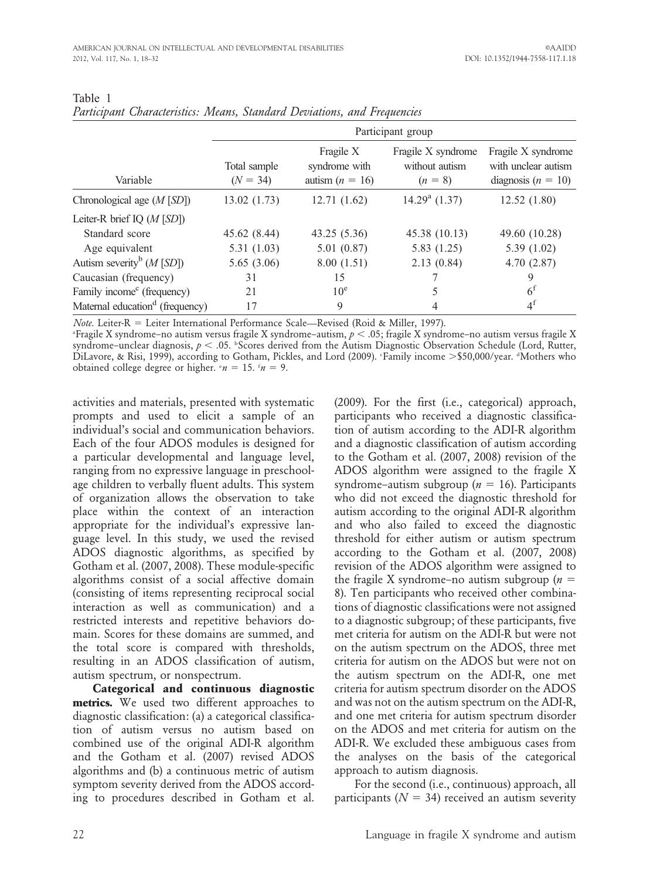Table 1
*Participant Characteristics: Means, Standard Deviations, and Frequencies*

| Variable | Participant group | | | |
|---|---|---|---|---|
| | Total sample ($N = 34$) | Fragile X syndrome with autism ($n = 16$) | Fragile X syndrome without autism ($n = 8$) | Fragile X syndrome with unclear autism diagnosis ($n = 10$) |
| Chronological age ($M$ [$SD$]) | 13.02 (1.73) | 12.71 (1.62) | 14.29[a] (1.37) | 12.52 (1.80) |
| Leiter-R brief IQ ($M$ [$SD$]) | | | | |
| Standard score | 45.62 (8.44) | 43.25 (5.36) | 45.38 (10.13) | 49.60 (10.28) |
| Age equivalent | 5.31 (1.03) | 5.01 (0.87) | 5.83 (1.25) | 5.39 (1.02) |
| Autism severity[b] ($M$ [$SD$]) | 5.65 (3.06) | 8.00 (1.51) | 2.13 (0.84) | 4.70 (2.87) |
| Caucasian (frequency) | 31 | 15 | 7 | 9 |
| Family income[c] (frequency) | 21 | 10[e] | 5 | 6[f] |
| Maternal education[d] (frequency) | 17 | 9 | 4 | 4[f] |

*Note.* Leiter-R = Leiter International Performance Scale—Revised (Roid & Miller, 1997).
[a]Fragile X syndrome–no autism versus fragile X syndrome–autism, $p < .05$; fragile X syndrome–no autism versus fragile X syndrome–unclear diagnosis, $p < .05$. [b]Scores derived from the Autism Diagnostic Observation Schedule (Lord, Rutter, DiLavore, & Risi, 1999), according to Gotham, Pickles, and Lord (2009). [c]Family income >\$50,000/year. [d]Mothers who obtained college degree or higher. [e]$n = 15$. [f]$n = 9$.

activities and materials, presented with systematic prompts and used to elicit a sample of an individual's social and communication behaviors. Each of the four ADOS modules is designed for a particular developmental and language level, ranging from no expressive language in preschool-age children to verbally fluent adults. This system of organization allows the observation to take place within the context of an interaction appropriate for the individual's expressive language level. In this study, we used the revised ADOS diagnostic algorithms, as specified by Gotham et al. (2007, 2008). These module-specific algorithms consist of a social affective domain (consisting of items representing reciprocal social interaction as well as communication) and a restricted interests and repetitive behaviors domain. Scores for these domains are summed, and the total score is compared with thresholds, resulting in an ADOS classification of autism, autism spectrum, or nonspectrum.

**Categorical and continuous diagnostic metrics.** We used two different approaches to diagnostic classification: (a) a categorical classification of autism versus no autism based on combined use of the original ADI-R algorithm and the Gotham et al. (2007) revised ADOS algorithms and (b) a continuous metric of autism symptom severity derived from the ADOS according to procedures described in Gotham et al. (2009). For the first (i.e., categorical) approach, participants who received a diagnostic classification of autism according to the ADI-R algorithm and a diagnostic classification of autism according to the Gotham et al. (2007, 2008) revision of the ADOS algorithm were assigned to the fragile X syndrome–autism subgroup ($n = 16$). Participants who did not exceed the diagnostic threshold for autism according to the original ADI-R algorithm and who also failed to exceed the diagnostic threshold for either autism or autism spectrum according to the Gotham et al. (2007, 2008) revision of the ADOS algorithm were assigned to the fragile X syndrome–no autism subgroup ($n = 8$). Ten participants who received other combinations of diagnostic classifications were not assigned to a diagnostic subgroup; of these participants, five met criteria for autism on the ADI-R but were not on the autism spectrum on the ADOS, three met criteria for autism on the ADOS but were not on the autism spectrum on the ADI-R, one met criteria for autism spectrum disorder on the ADOS and was not on the autism spectrum on the ADI-R, and one met criteria for autism spectrum disorder on the ADOS and met criteria for autism on the ADI-R. We excluded these ambiguous cases from the analyses on the basis of the categorical approach to autism diagnosis.

For the second (i.e., continuous) approach, all participants ($N = 34$) received an autism severity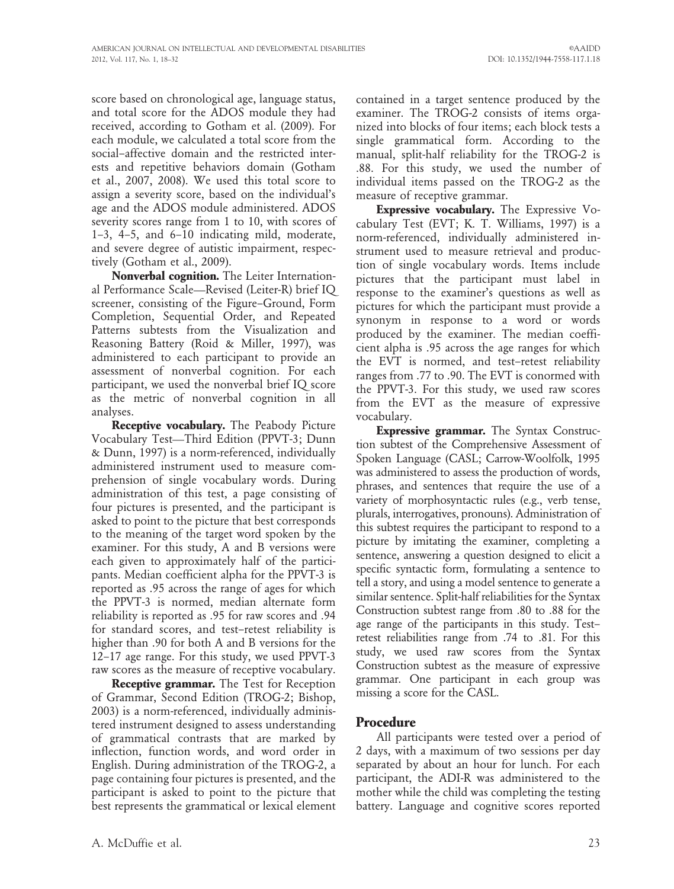score based on chronological age, language status, and total score for the ADOS module they had received, according to Gotham et al. (2009). For each module, we calculated a total score from the social–affective domain and the restricted interests and repetitive behaviors domain (Gotham et al., 2007, 2008). We used this total score to assign a severity score, based on the individual's age and the ADOS module administered. ADOS severity scores range from 1 to 10, with scores of 1–3, 4–5, and 6–10 indicating mild, moderate, and severe degree of autistic impairment, respectively (Gotham et al., 2009).

**Nonverbal cognition.** The Leiter International Performance Scale—Revised (Leiter-R) brief IQ screener, consisting of the Figure–Ground, Form Completion, Sequential Order, and Repeated Patterns subtests from the Visualization and Reasoning Battery (Roid & Miller, 1997), was administered to each participant to provide an assessment of nonverbal cognition. For each participant, we used the nonverbal brief IQ score as the metric of nonverbal cognition in all analyses.

**Receptive vocabulary.** The Peabody Picture Vocabulary Test—Third Edition (PPVT-3; Dunn & Dunn, 1997) is a norm-referenced, individually administered instrument used to measure comprehension of single vocabulary words. During administration of this test, a page consisting of four pictures is presented, and the participant is asked to point to the picture that best corresponds to the meaning of the target word spoken by the examiner. For this study, A and B versions were each given to approximately half of the participants. Median coefficient alpha for the PPVT-3 is reported as .95 across the range of ages for which the PPVT-3 is normed, median alternate form reliability is reported as .95 for raw scores and .94 for standard scores, and test–retest reliability is higher than .90 for both A and B versions for the 12–17 age range. For this study, we used PPVT-3 raw scores as the measure of receptive vocabulary.

**Receptive grammar.** The Test for Reception of Grammar, Second Edition (TROG-2; Bishop, 2003) is a norm-referenced, individually administered instrument designed to assess understanding of grammatical contrasts that are marked by inflection, function words, and word order in English. During administration of the TROG-2, a page containing four pictures is presented, and the participant is asked to point to the picture that best represents the grammatical or lexical element contained in a target sentence produced by the examiner. The TROG-2 consists of items organized into blocks of four items; each block tests a single grammatical form. According to the manual, split-half reliability for the TROG-2 is .88. For this study, we used the number of individual items passed on the TROG-2 as the measure of receptive grammar.

**Expressive vocabulary.** The Expressive Vocabulary Test (EVT; K. T. Williams, 1997) is a norm-referenced, individually administered instrument used to measure retrieval and production of single vocabulary words. Items include pictures that the participant must label in response to the examiner's questions as well as pictures for which the participant must provide a synonym in response to a word or words produced by the examiner. The median coefficient alpha is .95 across the age ranges for which the EVT is normed, and test–retest reliability ranges from .77 to .90. The EVT is conormed with the PPVT-3. For this study, we used raw scores from the EVT as the measure of expressive vocabulary.

**Expressive grammar.** The Syntax Construction subtest of the Comprehensive Assessment of Spoken Language (CASL; Carrow-Woolfolk, 1995 was administered to assess the production of words, phrases, and sentences that require the use of a variety of morphosyntactic rules (e.g., verb tense, plurals, interrogatives, pronouns). Administration of this subtest requires the participant to respond to a picture by imitating the examiner, completing a sentence, answering a question designed to elicit a specific syntactic form, formulating a sentence to tell a story, and using a model sentence to generate a similar sentence. Split-half reliabilities for the Syntax Construction subtest range from .80 to .88 for the age range of the participants in this study. Test–retest reliabilities range from .74 to .81. For this study, we used raw scores from the Syntax Construction subtest as the measure of expressive grammar. One participant in each group was missing a score for the CASL.

## Procedure

All participants were tested over a period of 2 days, with a maximum of two sessions per day separated by about an hour for lunch. For each participant, the ADI-R was administered to the mother while the child was completing the testing battery. Language and cognitive scores reported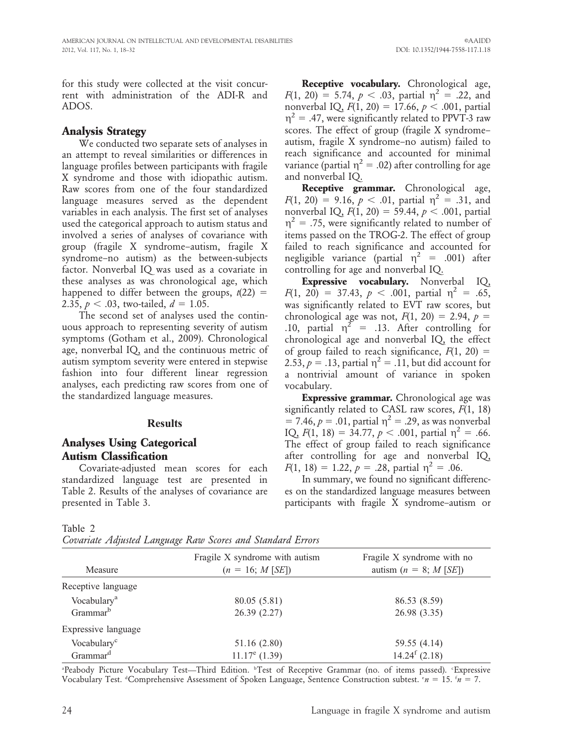for this study were collected at the visit concurrent with administration of the ADI-R and ADOS.

## Analysis Strategy

We conducted two separate sets of analyses in an attempt to reveal similarities or differences in language profiles between participants with fragile X syndrome and those with idiopathic autism. Raw scores from one of the four standardized language measures served as the dependent variables in each analysis. The first set of analyses used the categorical approach to autism status and involved a series of analyses of covariance with group (fragile X syndrome–autism, fragile X syndrome–no autism) as the between-subjects factor. Nonverbal IQ was used as a covariate in these analyses as was chronological age, which happened to differ between the groups, $t(22) = 2.35$, $p < .03$, two-tailed, $d = 1.05$.

The second set of analyses used the continuous approach to representing severity of autism symptoms (Gotham et al., 2009). Chronological age, nonverbal IQ, and the continuous metric of autism symptom severity were entered in stepwise fashion into four different linear regression analyses, each predicting raw scores from one of the standardized language measures.

# Results

## Analyses Using Categorical Autism Classification

Covariate-adjusted mean scores for each standardized language test are presented in Table 2. Results of the analyses of covariance are presented in Table 3.

**Receptive vocabulary.** Chronological age, $F(1, 20) = 5.74$, $p < .03$, partial $\eta^2 = .22$, and nonverbal IQ, $F(1, 20) = 17.66$, $p < .001$, partial $\eta^2 = .47$, were significantly related to PPVT-3 raw scores. The effect of group (fragile X syndrome–autism, fragile X syndrome–no autism) failed to reach significance and accounted for minimal variance (partial $\eta^2 = .02$) after controlling for age and nonverbal IQ.

**Receptive grammar.** Chronological age, $F(1, 20) = 9.16$, $p < .01$, partial $\eta^2 = .31$, and nonverbal IQ, $F(1, 20) = 59.44$, $p < .001$, partial $\eta^2 = .75$, were significantly related to number of items passed on the TROG-2. The effect of group failed to reach significance and accounted for negligible variance (partial $\eta^2 = .001$) after controlling for age and nonverbal IQ.

**Expressive vocabulary.** Nonverbal IQ, $F(1, 20) = 37.43$, $p < .001$, partial $\eta^2 = .65$, was significantly related to EVT raw scores, but chronological age was not, $F(1, 20) = 2.94$, $p = .10$, partial $\eta^2 = .13$. After controlling for chronological age and nonverbal IQ, the effect of group failed to reach significance, $F(1, 20) = 2.53$, $p = .13$, partial $\eta^2 = .11$, but did account for a nontrivial amount of variance in spoken vocabulary.

**Expressive grammar.** Chronological age was significantly related to CASL raw scores, $F(1, 18) = 7.46$, $p = .01$, partial $\eta^2 = .29$, as was nonverbal IQ, $F(1, 18) = 34.77$, $p < .001$, partial $\eta^2 = .66$. The effect of group failed to reach significance after controlling for age and nonverbal IQ, $F(1, 18) = 1.22$, $p = .28$, partial $\eta^2 = .06$.

In summary, we found no significant differences on the standardized language measures between participants with fragile X syndrome–autism or

Table 2
*Covariate Adjusted Language Raw Scores and Standard Errors*

| Measure | Fragile X syndrome with autism ($n = 16$; $M$ [$SE$]) | Fragile X syndrome with no autism ($n = 8$; $M$ [$SE$]) |
|---|---|---|
| Receptive language | | |
| Vocabulary[a] | 80.05 (5.81) | 86.53 (8.59) |
| Grammar[b] | 26.39 (2.27) | 26.98 (3.35) |
| Expressive language | | |
| Vocabulary[c] | 51.16 (2.80) | 59.55 (4.14) |
| Grammar[d] | 11.17[e] (1.39) | 14.24[f] (2.18) |

[a]Peabody Picture Vocabulary Test—Third Edition. [b]Test of Receptive Grammar (no. of items passed). [c]Expressive Vocabulary Test. [d]Comprehensive Assessment of Spoken Language, Sentence Construction subtest. [e]$n = 15$. [f]$n = 7$.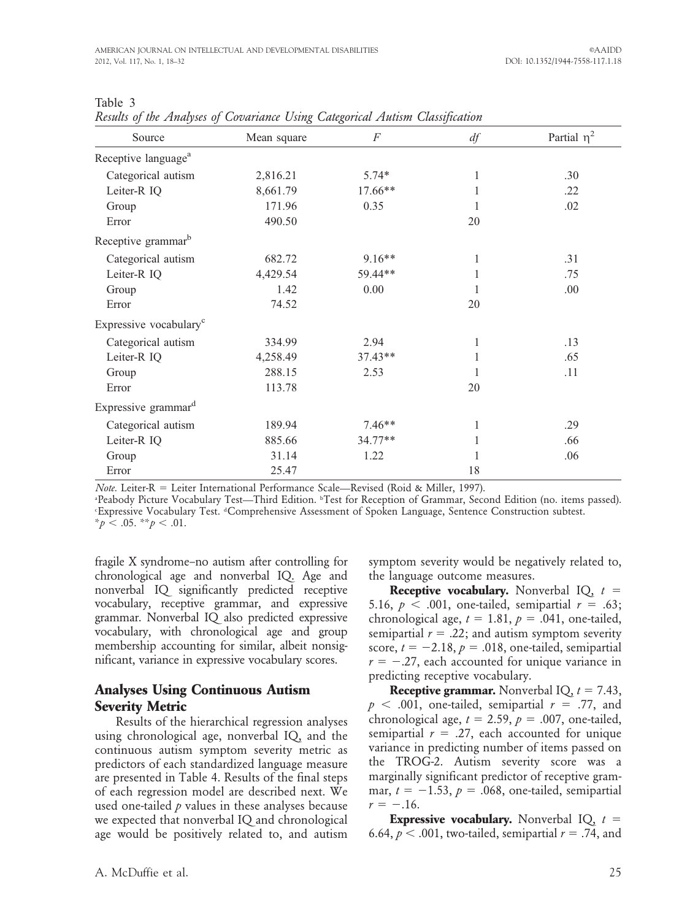Table 3
*Results of the Analyses of Covariance Using Categorical Autism Classification*

| Source | Mean square | $F$ | $df$ | Partial $\eta^2$ |
|---|---|---|---|---|
| Receptive language[a] | | | | |
| Categorical autism | 2,816.21 | 5.74* | 1 | .30 |
| Leiter-R IQ | 8,661.79 | 17.66** | 1 | .22 |
| Group | 171.96 | 0.35 | 1 | .02 |
| Error | 490.50 | | 20 | |
| Receptive grammar[b] | | | | |
| Categorical autism | 682.72 | 9.16** | 1 | .31 |
| Leiter-R IQ | 4,429.54 | 59.44** | 1 | .75 |
| Group | 1.42 | 0.00 | 1 | .00 |
| Error | 74.52 | | 20 | |
| Expressive vocabulary[c] | | | | |
| Categorical autism | 334.99 | 2.94 | 1 | .13 |
| Leiter-R IQ | 4,258.49 | 37.43** | 1 | .65 |
| Group | 288.15 | 2.53 | 1 | .11 |
| Error | 113.78 | | 20 | |
| Expressive grammar[d] | | | | |
| Categorical autism | 189.94 | 7.46** | 1 | .29 |
| Leiter-R IQ | 885.66 | 34.77** | 1 | .66 |
| Group | 31.14 | 1.22 | 1 | .06 |
| Error | 25.47 | | 18 | |

*Note.* Leiter-R = Leiter International Performance Scale—Revised (Roid & Miller, 1997).
[a]Peabody Picture Vocabulary Test—Third Edition. [b]Test for Reception of Grammar, Second Edition (no. items passed). [c]Expressive Vocabulary Test. [d]Comprehensive Assessment of Spoken Language, Sentence Construction subtest.
$^*p < .05$. $^{**}p < .01$.

fragile X syndrome–no autism after controlling for chronological age and nonverbal IQ. Age and nonverbal IQ significantly predicted receptive vocabulary, receptive grammar, and expressive grammar. Nonverbal IQ also predicted expressive vocabulary, with chronological age and group membership accounting for similar, albeit nonsignificant, variance in expressive vocabulary scores.

## Analyses Using Continuous Autism Severity Metric

Results of the hierarchical regression analyses using chronological age, nonverbal IQ, and the continuous autism symptom severity metric as predictors of each standardized language measure are presented in Table 4. Results of the final steps of each regression model are described next. We used one-tailed $p$ values in these analyses because we expected that nonverbal IQ and chronological age would be positively related to, and autism symptom severity would be negatively related to, the language outcome measures.

**Receptive vocabulary.** Nonverbal IQ, $t = 5.16$, $p < .001$, one-tailed, semipartial $r = .63$; chronological age, $t = 1.81$, $p = .041$, one-tailed, semipartial $r = .22$; and autism symptom severity score, $t = -2.18$, $p = .018$, one-tailed, semipartial $r = -.27$, each accounted for unique variance in predicting receptive vocabulary.

**Receptive grammar.** Nonverbal IQ, $t = 7.43$, $p < .001$, one-tailed, semipartial $r = .77$, and chronological age, $t = 2.59$, $p = .007$, one-tailed, semipartial $r = .27$, each accounted for unique variance in predicting number of items passed on the TROG-2. Autism severity score was a marginally significant predictor of receptive grammar, $t = -1.53$, $p = .068$, one-tailed, semipartial $r = -.16$.

**Expressive vocabulary.** Nonverbal IQ, $t = 6.64$, $p < .001$, two-tailed, semipartial $r = .74$, and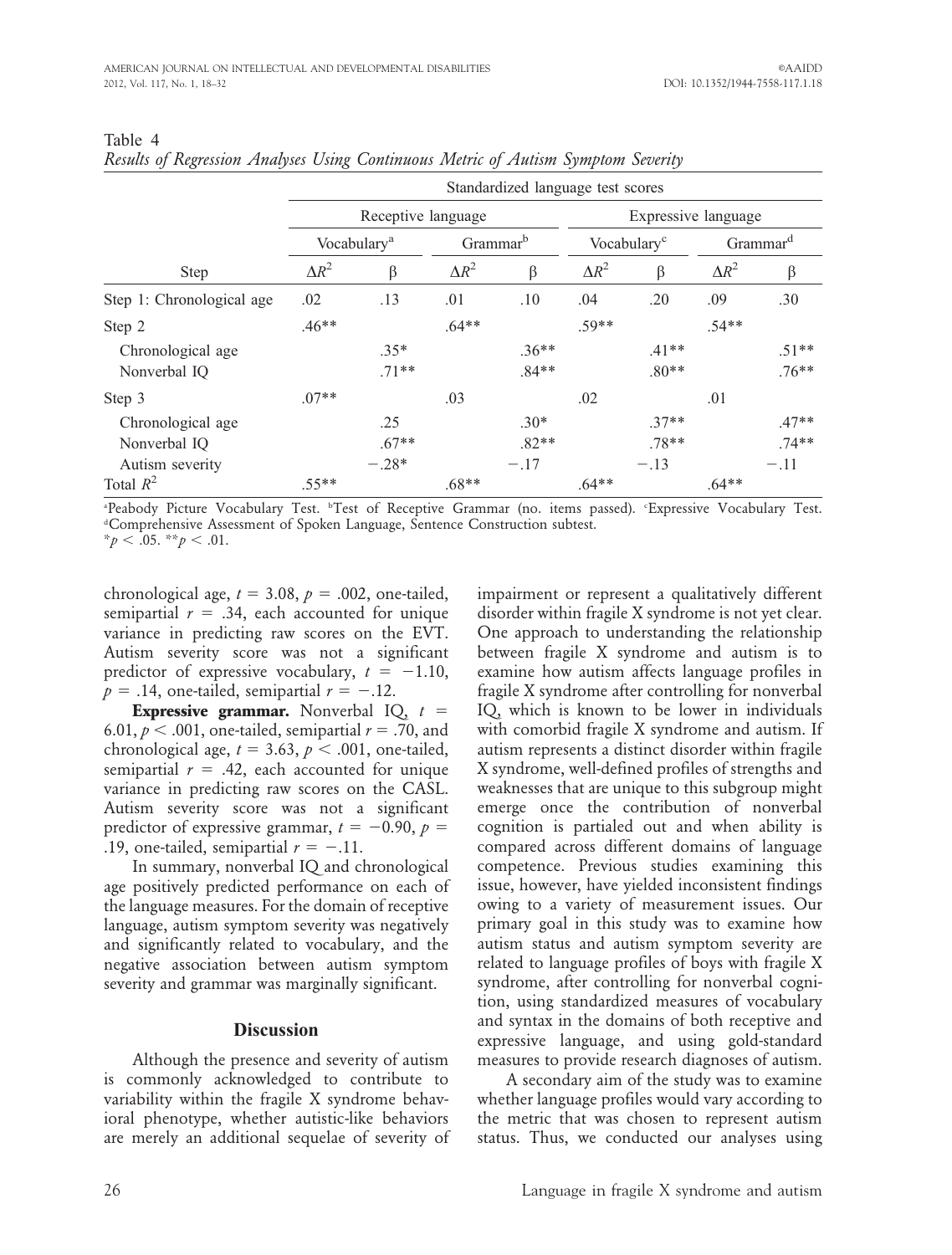Table 4
*Results of Regression Analyses Using Continuous Metric of Autism Symptom Severity*

| | Standardized language test scores | | | | | | | |
|---|---|---|---|---|---|---|---|---|
| | Receptive language | | | | Expressive language | | | |
| | Vocabulary[a] | | Grammar[b] | | Vocabulary[c] | | Grammar[d] | |
| Step | $\Delta R^2$ | β | $\Delta R^2$ | β | $\Delta R^2$ | β | $\Delta R^2$ | β |
| Step 1: Chronological age | .02 | .13 | .01 | .10 | .04 | .20 | .09 | .30 |
| Step 2 | .46** | | .64** | | .59** | | .54** | |
| Chronological age | | .35* | | .36** | | .41** | | .51** |
| Nonverbal IQ | | .71** | | .84** | | .80** | | .76** |
| Step 3 | .07** | | .03 | | .02 | | .01 | |
| Chronological age | | .25 | | .30* | | .37** | | .47** |
| Nonverbal IQ | | .67** | | .82** | | .78** | | .74** |
| Autism severity | | −.28* | | −.17 | | −.13 | | −.11 |
| Total $R^2$ | .55** | | .68** | | .64** | | .64** | |

[a]Peabody Picture Vocabulary Test. [b]Test of Receptive Grammar (no. items passed). [c]Expressive Vocabulary Test. [d]Comprehensive Assessment of Spoken Language, Sentence Construction subtest.
$^{*}p < .05$. $^{**}p < .01$.

chronological age, $t = 3.08$, $p = .002$, one-tailed, semipartial $r = .34$, each accounted for unique variance in predicting raw scores on the EVT. Autism severity score was not a significant predictor of expressive vocabulary, $t = -1.10$, $p = .14$, one-tailed, semipartial $r = -.12$.

**Expressive grammar.** Nonverbal IQ, $t = 6.01$, $p < .001$, one-tailed, semipartial $r = .70$, and chronological age, $t = 3.63$, $p < .001$, one-tailed, semipartial $r = .42$, each accounted for unique variance in predicting raw scores on the CASL. Autism severity score was not a significant predictor of expressive grammar, $t = -0.90$, $p = .19$, one-tailed, semipartial $r = -.11$.

In summary, nonverbal IQ and chronological age positively predicted performance on each of the language measures. For the domain of receptive language, autism symptom severity was negatively and significantly related to vocabulary, and the negative association between autism symptom severity and grammar was marginally significant.

## Discussion

Although the presence and severity of autism is commonly acknowledged to contribute to variability within the fragile X syndrome behavioral phenotype, whether autistic-like behaviors are merely an additional sequelae of severity of impairment or represent a qualitatively different disorder within fragile X syndrome is not yet clear. One approach to understanding the relationship between fragile X syndrome and autism is to examine how autism affects language profiles in fragile X syndrome after controlling for nonverbal IQ, which is known to be lower in individuals with comorbid fragile X syndrome and autism. If autism represents a distinct disorder within fragile X syndrome, well-defined profiles of strengths and weaknesses that are unique to this subgroup might emerge once the contribution of nonverbal cognition is partialed out and when ability is compared across different domains of language competence. Previous studies examining this issue, however, have yielded inconsistent findings owing to a variety of measurement issues. Our primary goal in this study was to examine how autism status and autism symptom severity are related to language profiles of boys with fragile X syndrome, after controlling for nonverbal cognition, using standardized measures of vocabulary and syntax in the domains of both receptive and expressive language, and using gold-standard measures to provide research diagnoses of autism.

A secondary aim of the study was to examine whether language profiles would vary according to the metric that was chosen to represent autism status. Thus, we conducted our analyses using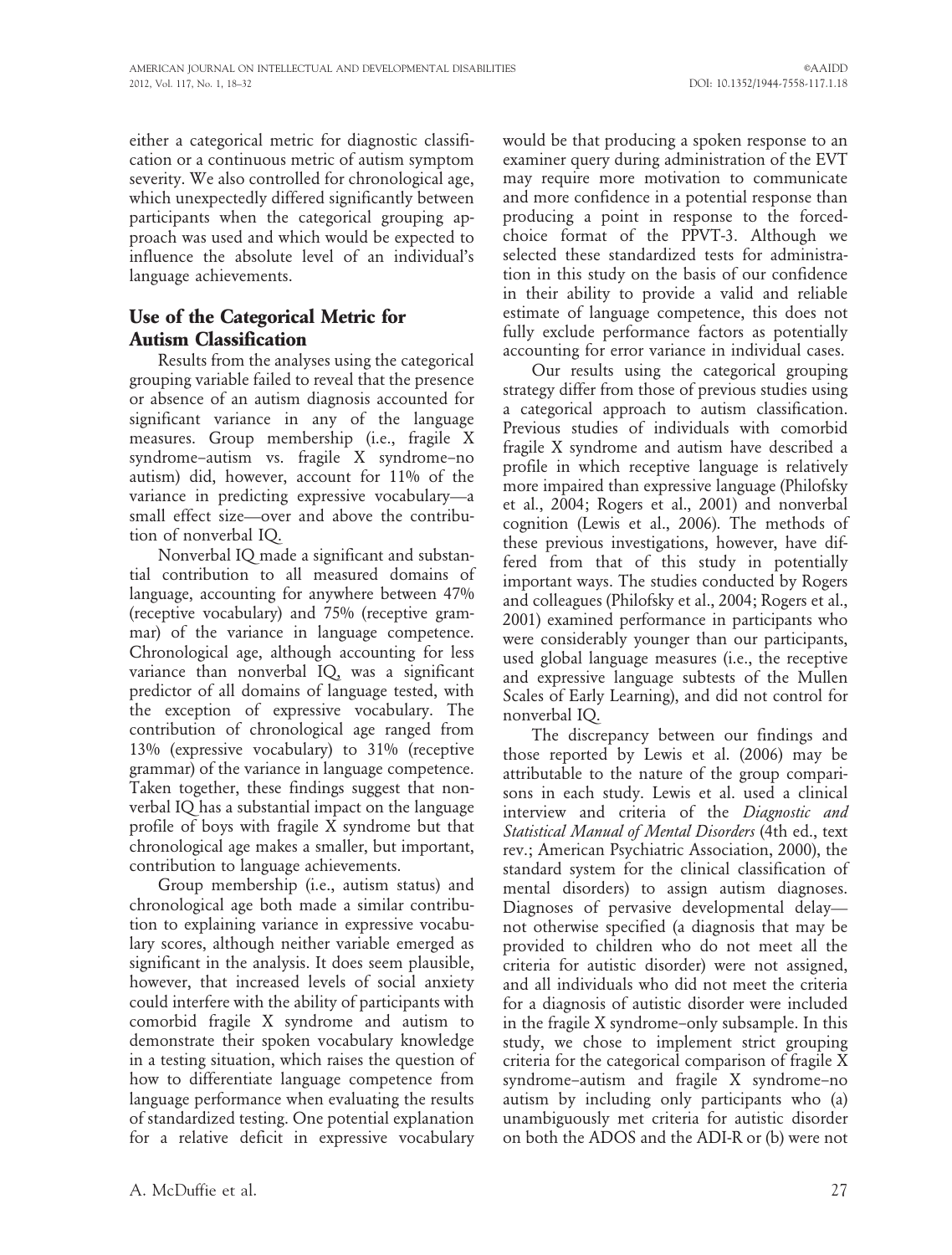either a categorical metric for diagnostic classification or a continuous metric of autism symptom severity. We also controlled for chronological age, which unexpectedly differed significantly between participants when the categorical grouping approach was used and which would be expected to influence the absolute level of an individual's language achievements.

## Use of the Categorical Metric for Autism Classification

Results from the analyses using the categorical grouping variable failed to reveal that the presence or absence of an autism diagnosis accounted for significant variance in any of the language measures. Group membership (i.e., fragile X syndrome–autism vs. fragile X syndrome–no autism) did, however, account for 11% of the variance in predicting expressive vocabulary—a small effect size—over and above the contribution of nonverbal IQ.

Nonverbal IQ made a significant and substantial contribution to all measured domains of language, accounting for anywhere between 47% (receptive vocabulary) and 75% (receptive grammar) of the variance in language competence. Chronological age, although accounting for less variance than nonverbal IQ, was a significant predictor of all domains of language tested, with the exception of expressive vocabulary. The contribution of chronological age ranged from 13% (expressive vocabulary) to 31% (receptive grammar) of the variance in language competence. Taken together, these findings suggest that nonverbal IQ has a substantial impact on the language profile of boys with fragile X syndrome but that chronological age makes a smaller, but important, contribution to language achievements.

Group membership (i.e., autism status) and chronological age both made a similar contribution to explaining variance in expressive vocabulary scores, although neither variable emerged as significant in the analysis. It does seem plausible, however, that increased levels of social anxiety could interfere with the ability of participants with comorbid fragile X syndrome and autism to demonstrate their spoken vocabulary knowledge in a testing situation, which raises the question of how to differentiate language competence from language performance when evaluating the results of standardized testing. One potential explanation for a relative deficit in expressive vocabulary would be that producing a spoken response to an examiner query during administration of the EVT may require more motivation to communicate and more confidence in a potential response than producing a point in response to the forced-choice format of the PPVT-3. Although we selected these standardized tests for administration in this study on the basis of our confidence in their ability to provide a valid and reliable estimate of language competence, this does not fully exclude performance factors as potentially accounting for error variance in individual cases.

Our results using the categorical grouping strategy differ from those of previous studies using a categorical approach to autism classification. Previous studies of individuals with comorbid fragile X syndrome and autism have described a profile in which receptive language is relatively more impaired than expressive language (Philofsky et al., 2004; Rogers et al., 2001) and nonverbal cognition (Lewis et al., 2006). The methods of these previous investigations, however, have differed from that of this study in potentially important ways. The studies conducted by Rogers and colleagues (Philofsky et al., 2004; Rogers et al., 2001) examined performance in participants who were considerably younger than our participants, used global language measures (i.e., the receptive and expressive language subtests of the Mullen Scales of Early Learning), and did not control for nonverbal IQ.

The discrepancy between our findings and those reported by Lewis et al. (2006) may be attributable to the nature of the group comparisons in each study. Lewis et al. used a clinical interview and criteria of the *Diagnostic and Statistical Manual of Mental Disorders* (4th ed., text rev.; American Psychiatric Association, 2000), the standard system for the clinical classification of mental disorders) to assign autism diagnoses. Diagnoses of pervasive developmental delay—not otherwise specified (a diagnosis that may be provided to children who do not meet all the criteria for autistic disorder) were not assigned, and all individuals who did not meet the criteria for a diagnosis of autistic disorder were included in the fragile X syndrome–only subsample. In this study, we chose to implement strict grouping criteria for the categorical comparison of fragile X syndrome–autism and fragile X syndrome–no autism by including only participants who (a) unambiguously met criteria for autistic disorder on both the ADOS and the ADI-R or (b) were not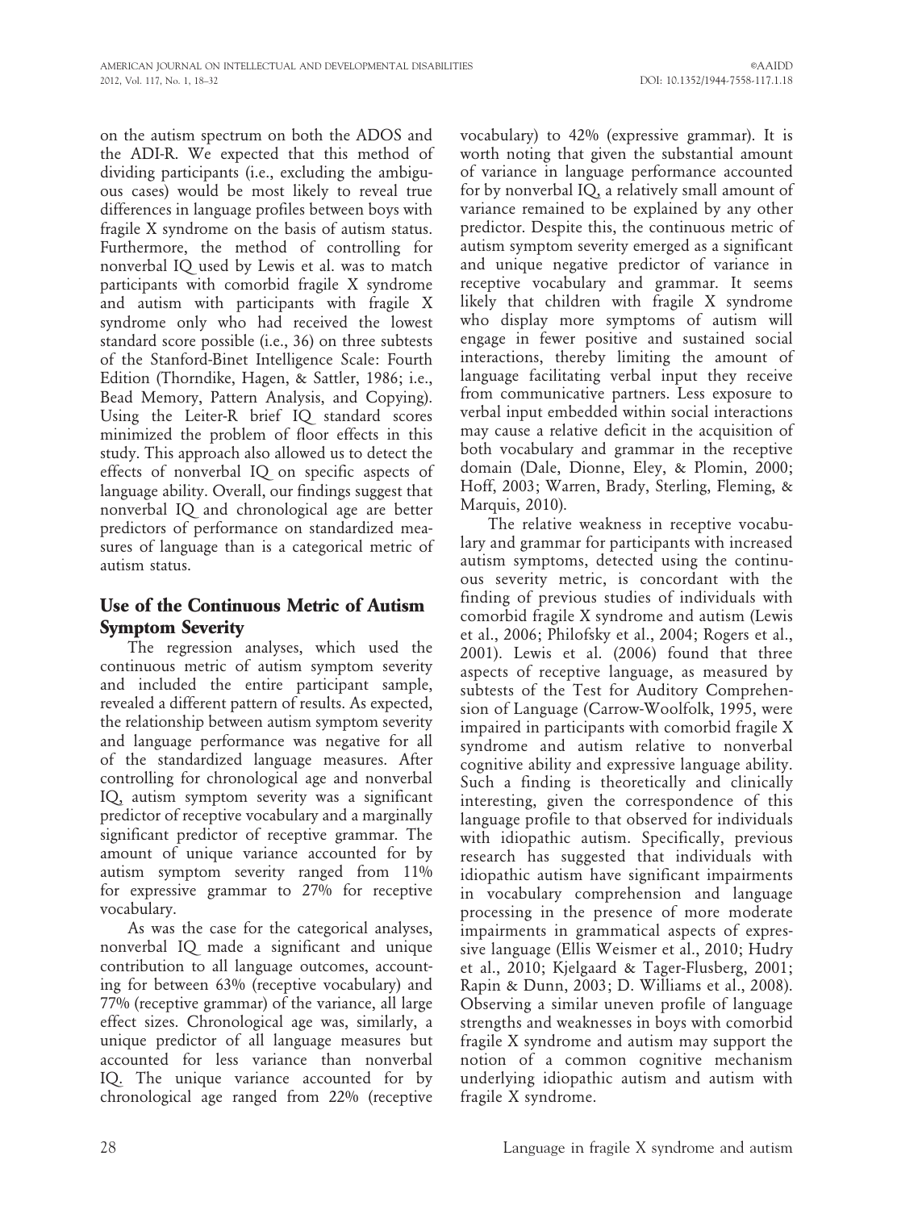on the autism spectrum on both the ADOS and the ADI-R. We expected that this method of dividing participants (i.e., excluding the ambiguous cases) would be most likely to reveal true differences in language profiles between boys with fragile X syndrome on the basis of autism status. Furthermore, the method of controlling for nonverbal IQ used by Lewis et al. was to match participants with comorbid fragile X syndrome and autism with participants with fragile X syndrome only who had received the lowest standard score possible (i.e., 36) on three subtests of the Stanford-Binet Intelligence Scale: Fourth Edition (Thorndike, Hagen, & Sattler, 1986; i.e., Bead Memory, Pattern Analysis, and Copying). Using the Leiter-R brief IQ standard scores minimized the problem of floor effects in this study. This approach also allowed us to detect the effects of nonverbal IQ on specific aspects of language ability. Overall, our findings suggest that nonverbal IQ and chronological age are better predictors of performance on standardized measures of language than is a categorical metric of autism status.

## Use of the Continuous Metric of Autism Symptom Severity

The regression analyses, which used the continuous metric of autism symptom severity and included the entire participant sample, revealed a different pattern of results. As expected, the relationship between autism symptom severity and language performance was negative for all of the standardized language measures. After controlling for chronological age and nonverbal IQ, autism symptom severity was a significant predictor of receptive vocabulary and a marginally significant predictor of receptive grammar. The amount of unique variance accounted for by autism symptom severity ranged from 11% for expressive grammar to 27% for receptive vocabulary.

As was the case for the categorical analyses, nonverbal IQ made a significant and unique contribution to all language outcomes, accounting for between 63% (receptive vocabulary) and 77% (receptive grammar) of the variance, all large effect sizes. Chronological age was, similarly, a unique predictor of all language measures but accounted for less variance than nonverbal IQ. The unique variance accounted for by chronological age ranged from 22% (receptive vocabulary) to 42% (expressive grammar). It is worth noting that given the substantial amount of variance in language performance accounted for by nonverbal IQ, a relatively small amount of variance remained to be explained by any other predictor. Despite this, the continuous metric of autism symptom severity emerged as a significant and unique negative predictor of variance in receptive vocabulary and grammar. It seems likely that children with fragile X syndrome who display more symptoms of autism will engage in fewer positive and sustained social interactions, thereby limiting the amount of language facilitating verbal input they receive from communicative partners. Less exposure to verbal input embedded within social interactions may cause a relative deficit in the acquisition of both vocabulary and grammar in the receptive domain (Dale, Dionne, Eley, & Plomin, 2000; Hoff, 2003; Warren, Brady, Sterling, Fleming, & Marquis, 2010).

The relative weakness in receptive vocabulary and grammar for participants with increased autism symptoms, detected using the continuous severity metric, is concordant with the finding of previous studies of individuals with comorbid fragile X syndrome and autism (Lewis et al., 2006; Philofsky et al., 2004; Rogers et al., 2001). Lewis et al. (2006) found that three aspects of receptive language, as measured by subtests of the Test for Auditory Comprehension of Language (Carrow-Woolfolk, 1995, were impaired in participants with comorbid fragile X syndrome and autism relative to nonverbal cognitive ability and expressive language ability. Such a finding is theoretically and clinically interesting, given the correspondence of this language profile to that observed for individuals with idiopathic autism. Specifically, previous research has suggested that individuals with idiopathic autism have significant impairments in vocabulary comprehension and language processing in the presence of more moderate impairments in grammatical aspects of expressive language (Ellis Weismer et al., 2010; Hudry et al., 2010; Kjelgaard & Tager-Flusberg, 2001; Rapin & Dunn, 2003; D. Williams et al., 2008). Observing a similar uneven profile of language strengths and weaknesses in boys with comorbid fragile X syndrome and autism may support the notion of a common cognitive mechanism underlying idiopathic autism and autism with fragile X syndrome.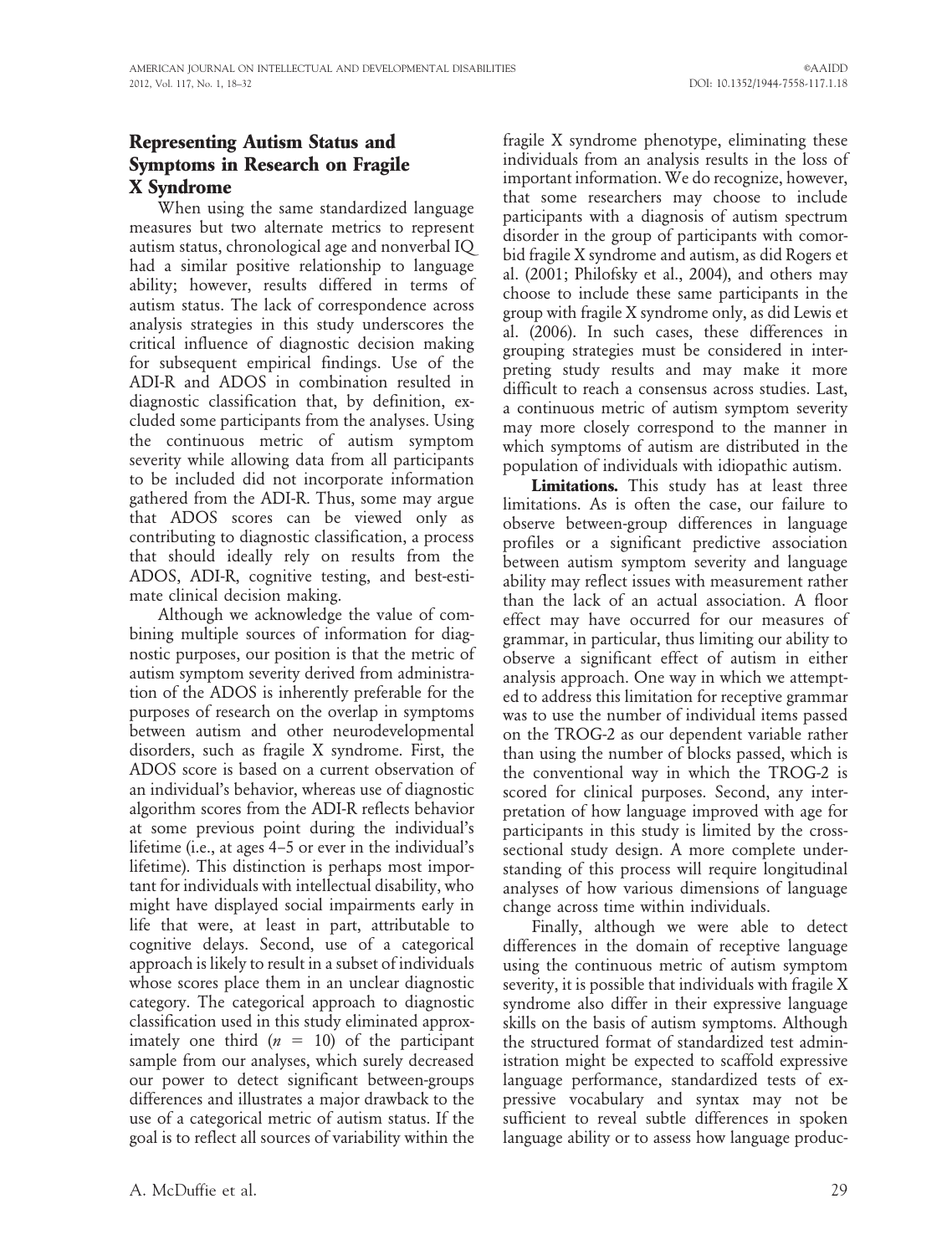## Representing Autism Status and Symptoms in Research on Fragile X Syndrome

When using the same standardized language measures but two alternate metrics to represent autism status, chronological age and nonverbal IQ had a similar positive relationship to language ability; however, results differed in terms of autism status. The lack of correspondence across analysis strategies in this study underscores the critical influence of diagnostic decision making for subsequent empirical findings. Use of the ADI-R and ADOS in combination resulted in diagnostic classification that, by definition, excluded some participants from the analyses. Using the continuous metric of autism symptom severity while allowing data from all participants to be included did not incorporate information gathered from the ADI-R. Thus, some may argue that ADOS scores can be viewed only as contributing to diagnostic classification, a process that should ideally rely on results from the ADOS, ADI-R, cognitive testing, and best-estimate clinical decision making.

Although we acknowledge the value of combining multiple sources of information for diagnostic purposes, our position is that the metric of autism symptom severity derived from administration of the ADOS is inherently preferable for the purposes of research on the overlap in symptoms between autism and other neurodevelopmental disorders, such as fragile X syndrome. First, the ADOS score is based on a current observation of an individual's behavior, whereas use of diagnostic algorithm scores from the ADI-R reflects behavior at some previous point during the individual's lifetime (i.e., at ages 4–5 or ever in the individual's lifetime). This distinction is perhaps most important for individuals with intellectual disability, who might have displayed social impairments early in life that were, at least in part, attributable to cognitive delays. Second, use of a categorical approach is likely to result in a subset of individuals whose scores place them in an unclear diagnostic category. The categorical approach to diagnostic classification used in this study eliminated approximately one third ($n = 10$) of the participant sample from our analyses, which surely decreased our power to detect significant between-groups differences and illustrates a major drawback to the use of a categorical metric of autism status. If the goal is to reflect all sources of variability within the fragile X syndrome phenotype, eliminating these individuals from an analysis results in the loss of important information. We do recognize, however, that some researchers may choose to include participants with a diagnosis of autism spectrum disorder in the group of participants with comorbid fragile X syndrome and autism, as did Rogers et al. (2001; Philofsky et al., 2004), and others may choose to include these same participants in the group with fragile X syndrome only, as did Lewis et al. (2006). In such cases, these differences in grouping strategies must be considered in interpreting study results and may make it more difficult to reach a consensus across studies. Last, a continuous metric of autism symptom severity may more closely correspond to the manner in which symptoms of autism are distributed in the population of individuals with idiopathic autism.

**Limitations.** This study has at least three limitations. As is often the case, our failure to observe between-group differences in language profiles or a significant predictive association between autism symptom severity and language ability may reflect issues with measurement rather than the lack of an actual association. A floor effect may have occurred for our measures of grammar, in particular, thus limiting our ability to observe a significant effect of autism in either analysis approach. One way in which we attempted to address this limitation for receptive grammar was to use the number of individual items passed on the TROG-2 as our dependent variable rather than using the number of blocks passed, which is the conventional way in which the TROG-2 is scored for clinical purposes. Second, any interpretation of how language improved with age for participants in this study is limited by the cross-sectional study design. A more complete understanding of this process will require longitudinal analyses of how various dimensions of language change across time within individuals.

Finally, although we were able to detect differences in the domain of receptive language using the continuous metric of autism symptom severity, it is possible that individuals with fragile X syndrome also differ in their expressive language skills on the basis of autism symptoms. Although the structured format of standardized test administration might be expected to scaffold expressive language performance, standardized tests of expressive vocabulary and syntax may not be sufficient to reveal subtle differences in spoken language ability or to assess how language produc-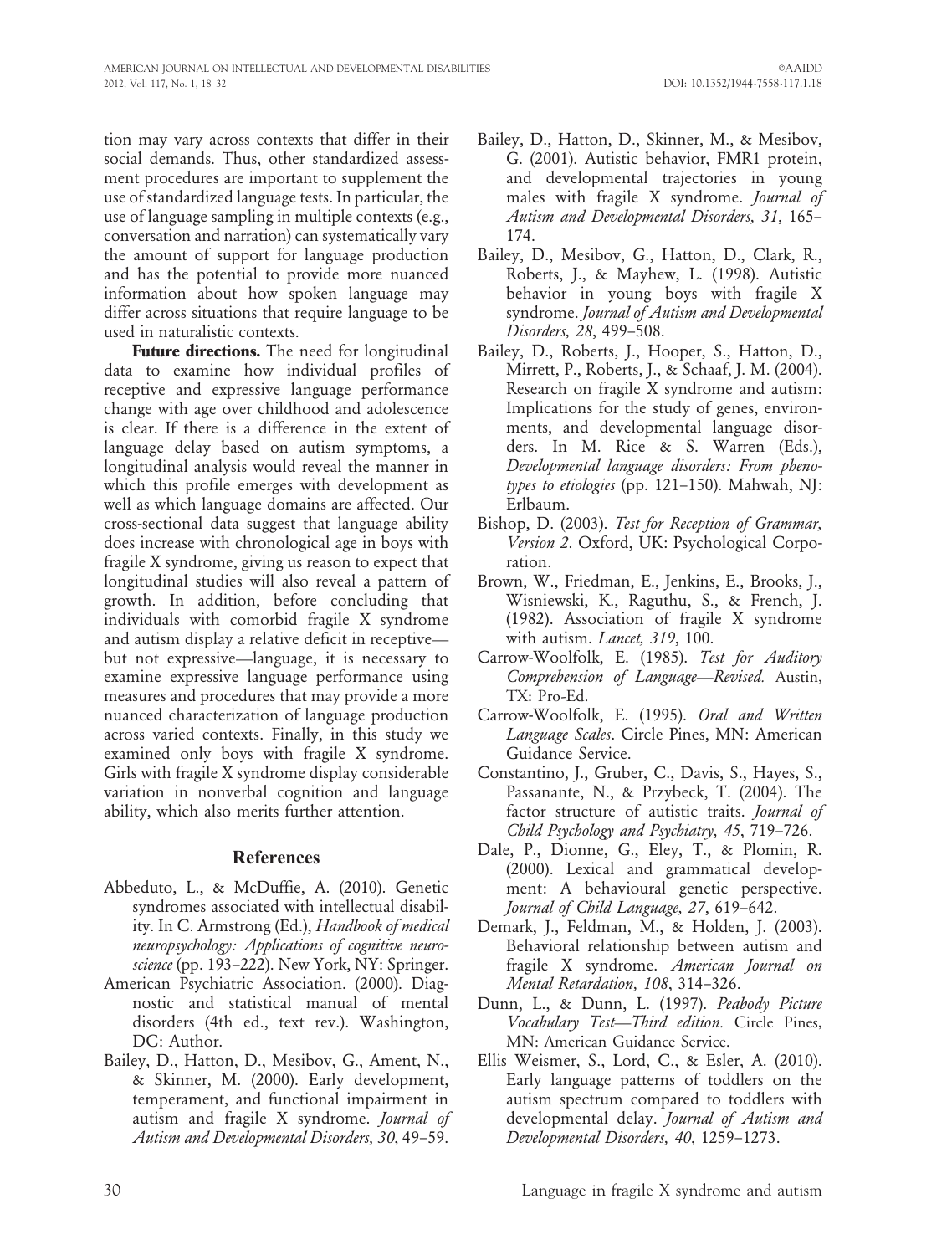tion may vary across contexts that differ in their social demands. Thus, other standardized assessment procedures are important to supplement the use of standardized language tests. In particular, the use of language sampling in multiple contexts (e.g., conversation and narration) can systematically vary the amount of support for language production and has the potential to provide more nuanced information about how spoken language may differ across situations that require language to be used in naturalistic contexts.

**Future directions.** The need for longitudinal data to examine how individual profiles of receptive and expressive language performance change with age over childhood and adolescence is clear. If there is a difference in the extent of language delay based on autism symptoms, a longitudinal analysis would reveal the manner in which this profile emerges with development as well as which language domains are affected. Our cross-sectional data suggest that language ability does increase with chronological age in boys with fragile X syndrome, giving us reason to expect that longitudinal studies will also reveal a pattern of growth. In addition, before concluding that individuals with comorbid fragile X syndrome and autism display a relative deficit in receptive—but not expressive—language, it is necessary to examine expressive language performance using measures and procedures that may provide a more nuanced characterization of language production across varied contexts. Finally, in this study we examined only boys with fragile X syndrome. Girls with fragile X syndrome display considerable variation in nonverbal cognition and language ability, which also merits further attention.

## References

Abbeduto, L., & McDuffie, A. (2010). Genetic syndromes associated with intellectual disability. In C. Armstrong (Ed.), *Handbook of medical neuropsychology: Applications of cognitive neuroscience* (pp. 193–222). New York, NY: Springer.

American Psychiatric Association. (2000). Diagnostic and statistical manual of mental disorders (4th ed., text rev.). Washington, DC: Author.

Bailey, D., Hatton, D., Mesibov, G., Ament, N., & Skinner, M. (2000). Early development, temperament, and functional impairment in autism and fragile X syndrome. *Journal of Autism and Developmental Disorders, 30*, 49–59.

Bailey, D., Hatton, D., Skinner, M., & Mesibov, G. (2001). Autistic behavior, FMR1 protein, and developmental trajectories in young males with fragile X syndrome. *Journal of Autism and Developmental Disorders, 31*, 165–174.

Bailey, D., Mesibov, G., Hatton, D., Clark, R., Roberts, J., & Mayhew, L. (1998). Autistic behavior in young boys with fragile X syndrome. *Journal of Autism and Developmental Disorders, 28*, 499–508.

Bailey, D., Roberts, J., Hooper, S., Hatton, D., Mirrett, P., Roberts, J., & Schaaf, J. M. (2004). Research on fragile X syndrome and autism: Implications for the study of genes, environments, and developmental language disorders. In M. Rice & S. Warren (Eds.), *Developmental language disorders: From phenotypes to etiologies* (pp. 121–150). Mahwah, NJ: Erlbaum.

Bishop, D. (2003). *Test for Reception of Grammar, Version 2*. Oxford, UK: Psychological Corporation.

Brown, W., Friedman, E., Jenkins, E., Brooks, J., Wisniewski, K., Raguthu, S., & French, J. (1982). Association of fragile X syndrome with autism. *Lancet, 319*, 100.

Carrow-Woolfolk, E. (1985). *Test for Auditory Comprehension of Language—Revised.* Austin, TX: Pro-Ed.

Carrow-Woolfolk, E. (1995). *Oral and Written Language Scales*. Circle Pines, MN: American Guidance Service.

Constantino, J., Gruber, C., Davis, S., Hayes, S., Passanante, N., & Przybeck, T. (2004). The factor structure of autistic traits. *Journal of Child Psychology and Psychiatry, 45*, 719–726.

Dale, P., Dionne, G., Eley, T., & Plomin, R. (2000). Lexical and grammatical development: A behavioural genetic perspective. *Journal of Child Language, 27*, 619–642.

Demark, J., Feldman, M., & Holden, J. (2003). Behavioral relationship between autism and fragile X syndrome. *American Journal on Mental Retardation, 108*, 314–326.

Dunn, L., & Dunn, L. (1997). *Peabody Picture Vocabulary Test—Third edition.* Circle Pines, MN: American Guidance Service.

Ellis Weismer, S., Lord, C., & Esler, A. (2010). Early language patterns of toddlers on the autism spectrum compared to toddlers with developmental delay. *Journal of Autism and Developmental Disorders, 40*, 1259–1273.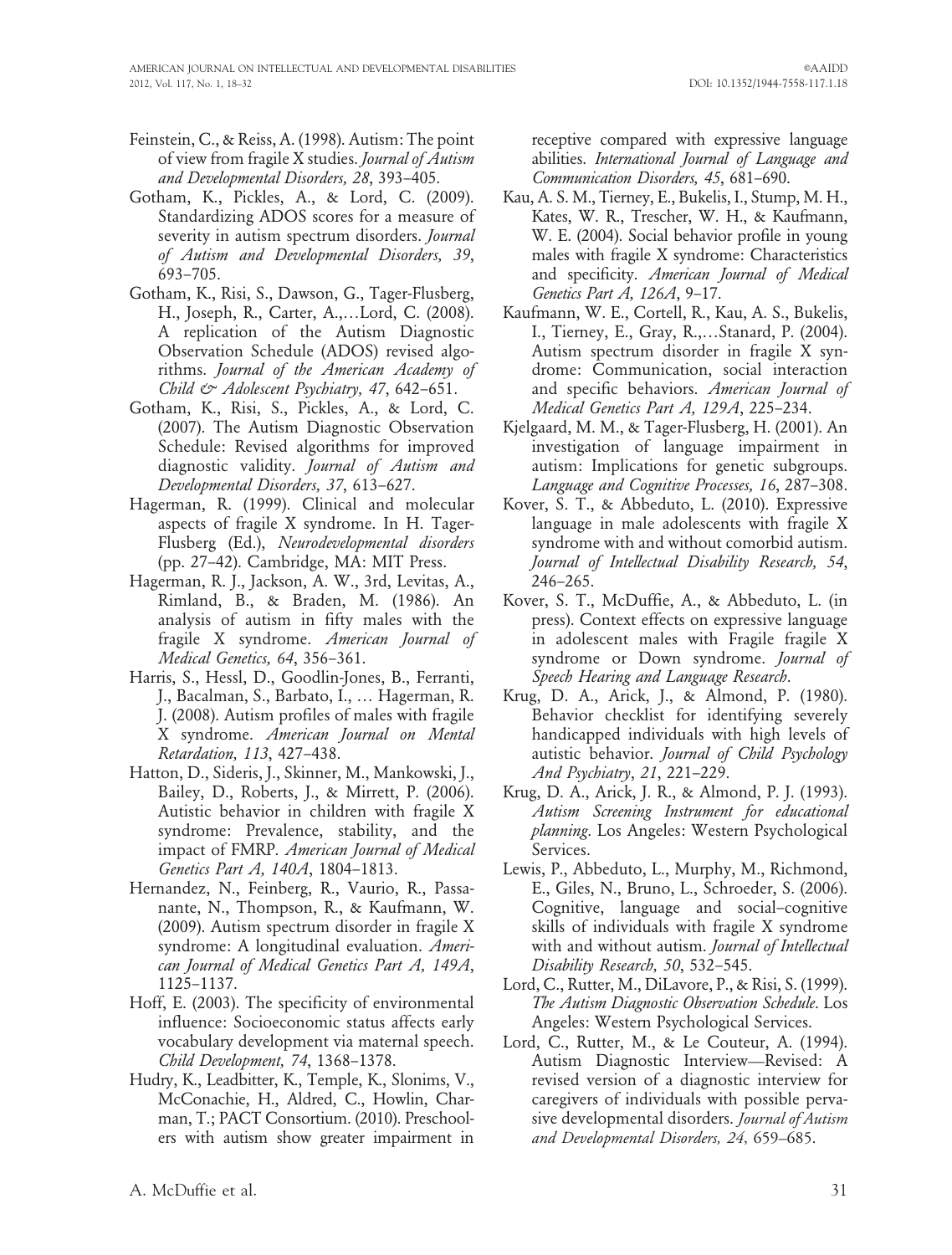Feinstein, C., & Reiss, A. (1998). Autism: The point of view from fragile X studies. *Journal of Autism and Developmental Disorders, 28*, 393–405.

Gotham, K., Pickles, A., & Lord, C. (2009). Standardizing ADOS scores for a measure of severity in autism spectrum disorders. *Journal of Autism and Developmental Disorders, 39*, 693–705.

Gotham, K., Risi, S., Dawson, G., Tager-Flusberg, H., Joseph, R., Carter, A.,…Lord, C. (2008). A replication of the Autism Diagnostic Observation Schedule (ADOS) revised algorithms. *Journal of the American Academy of Child & Adolescent Psychiatry, 47*, 642–651.

Gotham, K., Risi, S., Pickles, A., & Lord, C. (2007). The Autism Diagnostic Observation Schedule: Revised algorithms for improved diagnostic validity. *Journal of Autism and Developmental Disorders, 37*, 613–627.

Hagerman, R. (1999). Clinical and molecular aspects of fragile X syndrome. In H. Tager-Flusberg (Ed.), *Neurodevelopmental disorders* (pp. 27–42). Cambridge, MA: MIT Press.

Hagerman, R. J., Jackson, A. W., 3rd, Levitas, A., Rimland, B., & Braden, M. (1986). An analysis of autism in fifty males with the fragile X syndrome. *American Journal of Medical Genetics, 64*, 356–361.

Harris, S., Hessl, D., Goodlin-Jones, B., Ferranti, J., Bacalman, S., Barbato, I., … Hagerman, R. J. (2008). Autism profiles of males with fragile X syndrome. *American Journal on Mental Retardation, 113*, 427–438.

Hatton, D., Sideris, J., Skinner, M., Mankowski, J., Bailey, D., Roberts, J., & Mirrett, P. (2006). Autistic behavior in children with fragile X syndrome: Prevalence, stability, and the impact of FMRP. *American Journal of Medical Genetics Part A, 140A*, 1804–1813.

Hernandez, N., Feinberg, R., Vaurio, R., Passanante, N., Thompson, R., & Kaufmann, W. (2009). Autism spectrum disorder in fragile X syndrome: A longitudinal evaluation. *American Journal of Medical Genetics Part A, 149A*, 1125–1137.

Hoff, E. (2003). The specificity of environmental influence: Socioeconomic status affects early vocabulary development via maternal speech. *Child Development, 74*, 1368–1378.

Hudry, K., Leadbitter, K., Temple, K., Slonims, V., McConachie, H., Aldred, C., Howlin, Charman, T.; PACT Consortium. (2010). Preschoolers with autism show greater impairment in receptive compared with expressive language abilities. *International Journal of Language and Communication Disorders, 45*, 681–690.

Kau, A. S. M., Tierney, E., Bukelis, I., Stump, M. H., Kates, W. R., Trescher, W. H., & Kaufmann, W. E. (2004). Social behavior profile in young males with fragile X syndrome: Characteristics and specificity. *American Journal of Medical Genetics Part A, 126A*, 9–17.

Kaufmann, W. E., Cortell, R., Kau, A. S., Bukelis, I., Tierney, E., Gray, R.,…Stanard, P. (2004). Autism spectrum disorder in fragile X syndrome: Communication, social interaction and specific behaviors. *American Journal of Medical Genetics Part A, 129A*, 225–234.

Kjelgaard, M. M., & Tager-Flusberg, H. (2001). An investigation of language impairment in autism: Implications for genetic subgroups. *Language and Cognitive Processes, 16*, 287–308.

Kover, S. T., & Abbeduto, L. (2010). Expressive language in male adolescents with fragile X syndrome with and without comorbid autism. *Journal of Intellectual Disability Research, 54*, 246–265.

Kover, S. T., McDuffie, A., & Abbeduto, L. (in press). Context effects on expressive language in adolescent males with Fragile fragile X syndrome or Down syndrome. *Journal of Speech Hearing and Language Research*.

Krug, D. A., Arick, J., & Almond, P. (1980). Behavior checklist for identifying severely handicapped individuals with high levels of autistic behavior. *Journal of Child Psychology And Psychiatry*, *21*, 221–229.

Krug, D. A., Arick, J. R., & Almond, P. J. (1993). *Autism Screening Instrument for educational planning*. Los Angeles: Western Psychological Services.

Lewis, P., Abbeduto, L., Murphy, M., Richmond, E., Giles, N., Bruno, L., Schroeder, S. (2006). Cognitive, language and social–cognitive skills of individuals with fragile X syndrome with and without autism. *Journal of Intellectual Disability Research, 50*, 532–545.

Lord, C., Rutter, M., DiLavore, P., & Risi, S. (1999). *The Autism Diagnostic Observation Schedule*. Los Angeles: Western Psychological Services.

Lord, C., Rutter, M., & Le Couteur, A. (1994). Autism Diagnostic Interview—Revised: A revised version of a diagnostic interview for caregivers of individuals with possible pervasive developmental disorders. *Journal of Autism and Developmental Disorders, 24*, 659–685.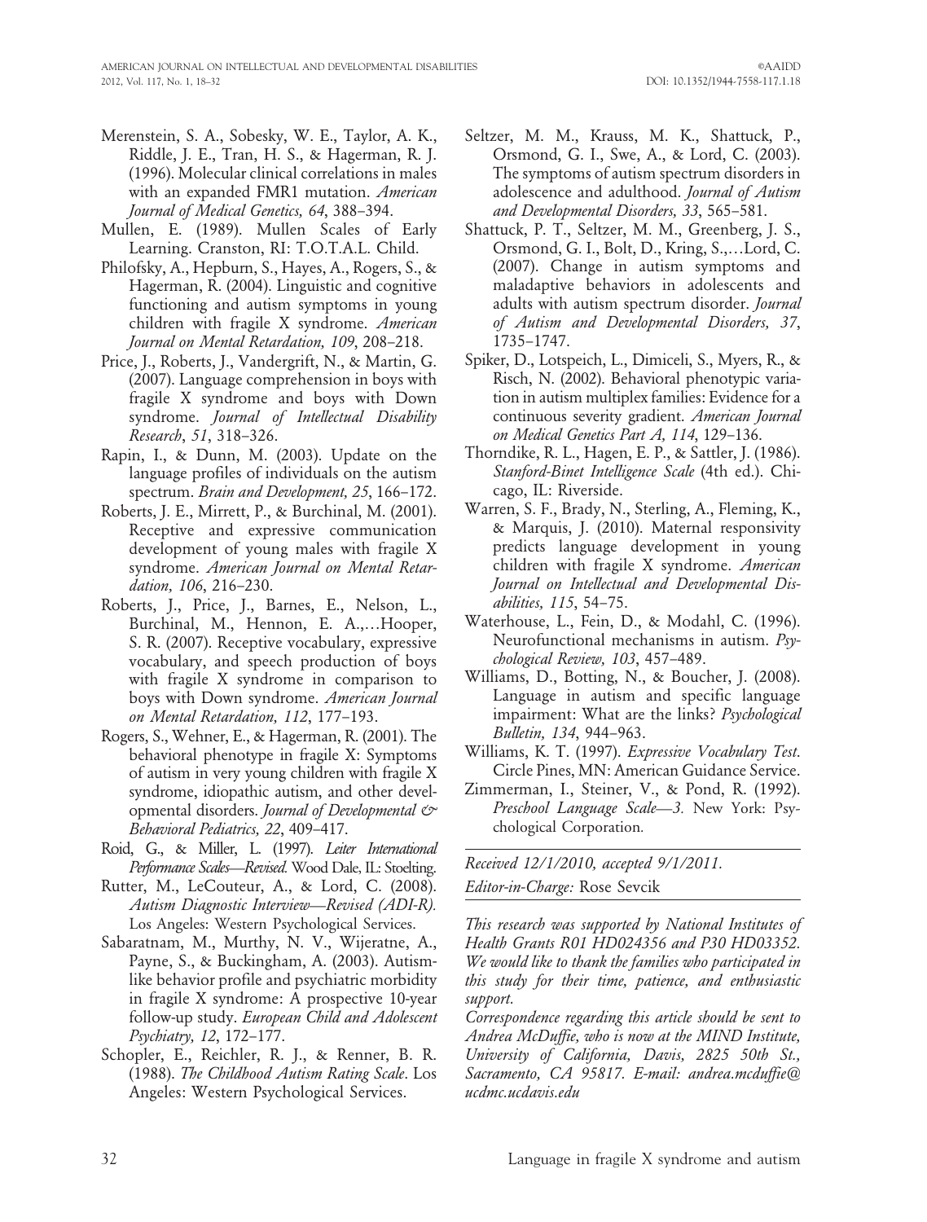Merenstein, S. A., Sobesky, W. E., Taylor, A. K., Riddle, J. E., Tran, H. S., & Hagerman, R. J. (1996). Molecular clinical correlations in males with an expanded FMR1 mutation. *American Journal of Medical Genetics, 64*, 388–394.

Mullen, E. (1989). Mullen Scales of Early Learning. Cranston, RI: T.O.T.A.L. Child.

Philofsky, A., Hepburn, S., Hayes, A., Rogers, S., & Hagerman, R. (2004). Linguistic and cognitive functioning and autism symptoms in young children with fragile X syndrome. *American Journal on Mental Retardation, 109*, 208–218.

Price, J., Roberts, J., Vandergrift, N., & Martin, G. (2007). Language comprehension in boys with fragile X syndrome and boys with Down syndrome. *Journal of Intellectual Disability Research*, *51*, 318–326.

Rapin, I., & Dunn, M. (2003). Update on the language profiles of individuals on the autism spectrum. *Brain and Development, 25*, 166–172.

Roberts, J. E., Mirrett, P., & Burchinal, M. (2001). Receptive and expressive communication development of young males with fragile X syndrome. *American Journal on Mental Retardation, 106*, 216–230.

Roberts, J., Price, J., Barnes, E., Nelson, L., Burchinal, M., Hennon, E. A.,…Hooper, S. R. (2007). Receptive vocabulary, expressive vocabulary, and speech production of boys with fragile X syndrome in comparison to boys with Down syndrome. *American Journal on Mental Retardation, 112*, 177–193.

Rogers, S., Wehner, E., & Hagerman, R. (2001). The behavioral phenotype in fragile X: Symptoms of autism in very young children with fragile X syndrome, idiopathic autism, and other developmental disorders. *Journal of Developmental & Behavioral Pediatrics, 22*, 409–417.

Roid, G., & Miller, L. (1997). *Leiter International Performance Scales—Revised.* Wood Dale, IL: Stoelting.

Rutter, M., LeCouteur, A., & Lord, C. (2008). *Autism Diagnostic Interview—Revised (ADI-R).* Los Angeles: Western Psychological Services.

Sabaratnam, M., Murthy, N. V., Wijeratne, A., Payne, S., & Buckingham, A. (2003). Autism-like behavior profile and psychiatric morbidity in fragile X syndrome: A prospective 10-year follow-up study. *European Child and Adolescent Psychiatry, 12*, 172–177.

Schopler, E., Reichler, R. J., & Renner, B. R. (1988). *The Childhood Autism Rating Scale*. Los Angeles: Western Psychological Services.

Seltzer, M. M., Krauss, M. K., Shattuck, P., Orsmond, G. I., Swe, A., & Lord, C. (2003). The symptoms of autism spectrum disorders in adolescence and adulthood. *Journal of Autism and Developmental Disorders, 33*, 565–581.

Shattuck, P. T., Seltzer, M. M., Greenberg, J. S., Orsmond, G. I., Bolt, D., Kring, S.,…Lord, C. (2007). Change in autism symptoms and maladaptive behaviors in adolescents and adults with autism spectrum disorder. *Journal of Autism and Developmental Disorders, 37*, 1735–1747.

Spiker, D., Lotspeich, L., Dimiceli, S., Myers, R., & Risch, N. (2002). Behavioral phenotypic variation in autism multiplex families: Evidence for a continuous severity gradient. *American Journal on Medical Genetics Part A, 114*, 129–136.

Thorndike, R. L., Hagen, E. P., & Sattler, J. (1986). *Stanford-Binet Intelligence Scale* (4th ed.). Chicago, IL: Riverside.

Warren, S. F., Brady, N., Sterling, A., Fleming, K., & Marquis, J. (2010). Maternal responsivity predicts language development in young children with fragile X syndrome. *American Journal on Intellectual and Developmental Disabilities, 115*, 54–75.

Waterhouse, L., Fein, D., & Modahl, C. (1996). Neurofunctional mechanisms in autism. *Psychological Review, 103*, 457–489.

Williams, D., Botting, N., & Boucher, J. (2008). Language in autism and specific language impairment: What are the links? *Psychological Bulletin, 134*, 944–963.

Williams, K. T. (1997). *Expressive Vocabulary Test.* Circle Pines, MN: American Guidance Service.

Zimmerman, I., Steiner, V., & Pond, R. (1992). *Preschool Language Scale—3.* New York: Psychological Corporation.

---

*Received 12/1/2010, accepted 9/1/2011.*

*Editor-in-Charge:* Rose Sevcik

---

*This research was supported by National Institutes of Health Grants R01 HD024356 and P30 HD03352. We would like to thank the families who participated in this study for their time, patience, and enthusiastic support.*

*Correspondence regarding this article should be sent to Andrea McDuffie, who is now at the MIND Institute, University of California, Davis, 2825 50th St., Sacramento, CA 95817. E-mail: andrea.mcduffie@ucdmc.ucdavis.edu*